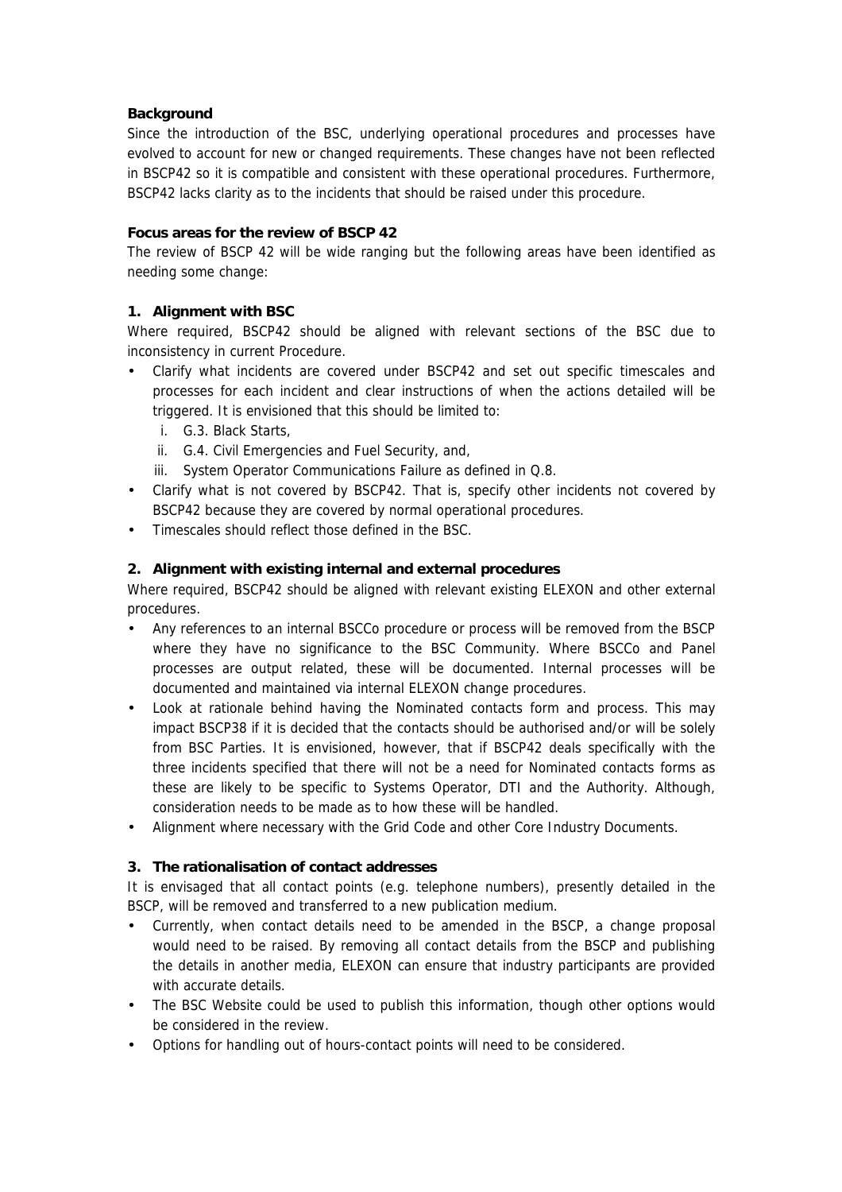**Background**

Since the introduction of the BSC, underlying operational procedures and processes have evolved to account for new or changed requirements. These changes have not been reflected in BSCP42 so it is compatible and consistent with these operational procedures. Furthermore, BSCP42 lacks clarity as to the incidents that should be raised under this procedure.

**Focus areas for the review of BSCP 42**

The review of BSCP 42 will be wide ranging but the following areas have been identified as needing some change:

**1. Alignment with BSC**

Where required, BSCP42 should be aligned with relevant sections of the BSC due to inconsistency in current Procedure.

- Clarify what incidents are covered under BSCP42 and set out specific timescales and processes for each incident and clear instructions of when the actions detailed will be triggered. It is envisioned that this should be limited to:
  i. G.3. Black Starts,
  ii. G.4. Civil Emergencies and Fuel Security, and,
  iii. System Operator Communications Failure as defined in Q.8.
- Clarify what is not covered by BSCP42. That is, specify other incidents not covered by BSCP42 because they are covered by normal operational procedures.
- Timescales should reflect those defined in the BSC.

**2. Alignment with existing internal and external procedures**

Where required, BSCP42 should be aligned with relevant existing ELEXON and other external procedures.

- Any references to an internal BSCCo procedure or process will be removed from the BSCP where they have no significance to the BSC Community. Where BSCCo and Panel processes are output related, these will be documented. Internal processes will be documented and maintained via internal ELEXON change procedures.
- Look at rationale behind having the Nominated contacts form and process. This may impact BSCP38 if it is decided that the contacts should be authorised and/or will be solely from BSC Parties. It is envisioned, however, that if BSCP42 deals specifically with the three incidents specified that there will not be a need for Nominated contacts forms as these are likely to be specific to Systems Operator, DTI and the Authority. Although, consideration needs to be made as to how these will be handled.
- Alignment where necessary with the Grid Code and other Core Industry Documents.

**3. The rationalisation of contact addresses**

It is envisaged that all contact points (e.g. telephone numbers), presently detailed in the BSCP, will be removed and transferred to a new publication medium.

- Currently, when contact details need to be amended in the BSCP, a change proposal would need to be raised. By removing all contact details from the BSCP and publishing the details in another media, ELEXON can ensure that industry participants are provided with accurate details.
- The BSC Website could be used to publish this information, though other options would be considered in the review.
- Options for handling out of hours-contact points will need to be considered.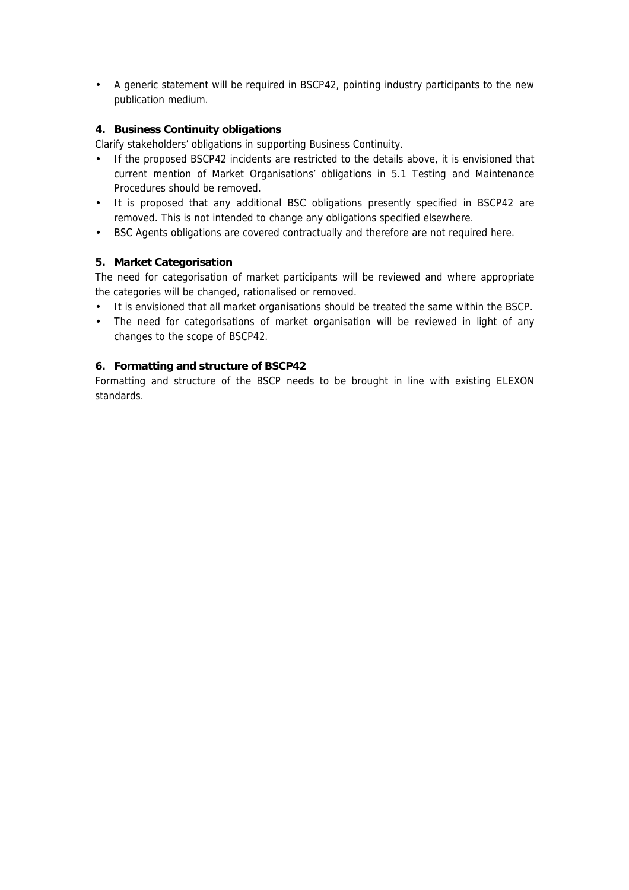- A generic statement will be required in BSCP42, pointing industry participants to the new publication medium.

### 4. Business Continuity obligations

Clarify stakeholders' obligations in supporting Business Continuity.

- If the proposed BSCP42 incidents are restricted to the details above, it is envisioned that current mention of Market Organisations' obligations in 5.1 Testing and Maintenance Procedures should be removed.
- It is proposed that any additional BSC obligations presently specified in BSCP42 are removed. This is not intended to change any obligations specified elsewhere.
- BSC Agents obligations are covered contractually and therefore are not required here.

### 5. Market Categorisation

The need for categorisation of market participants will be reviewed and where appropriate the categories will be changed, rationalised or removed.

- It is envisioned that all market organisations should be treated the same within the BSCP.
- The need for categorisations of market organisation will be reviewed in light of any changes to the scope of BSCP42.

### 6. Formatting and structure of BSCP42

Formatting and structure of the BSCP needs to be brought in line with existing ELEXON standards.